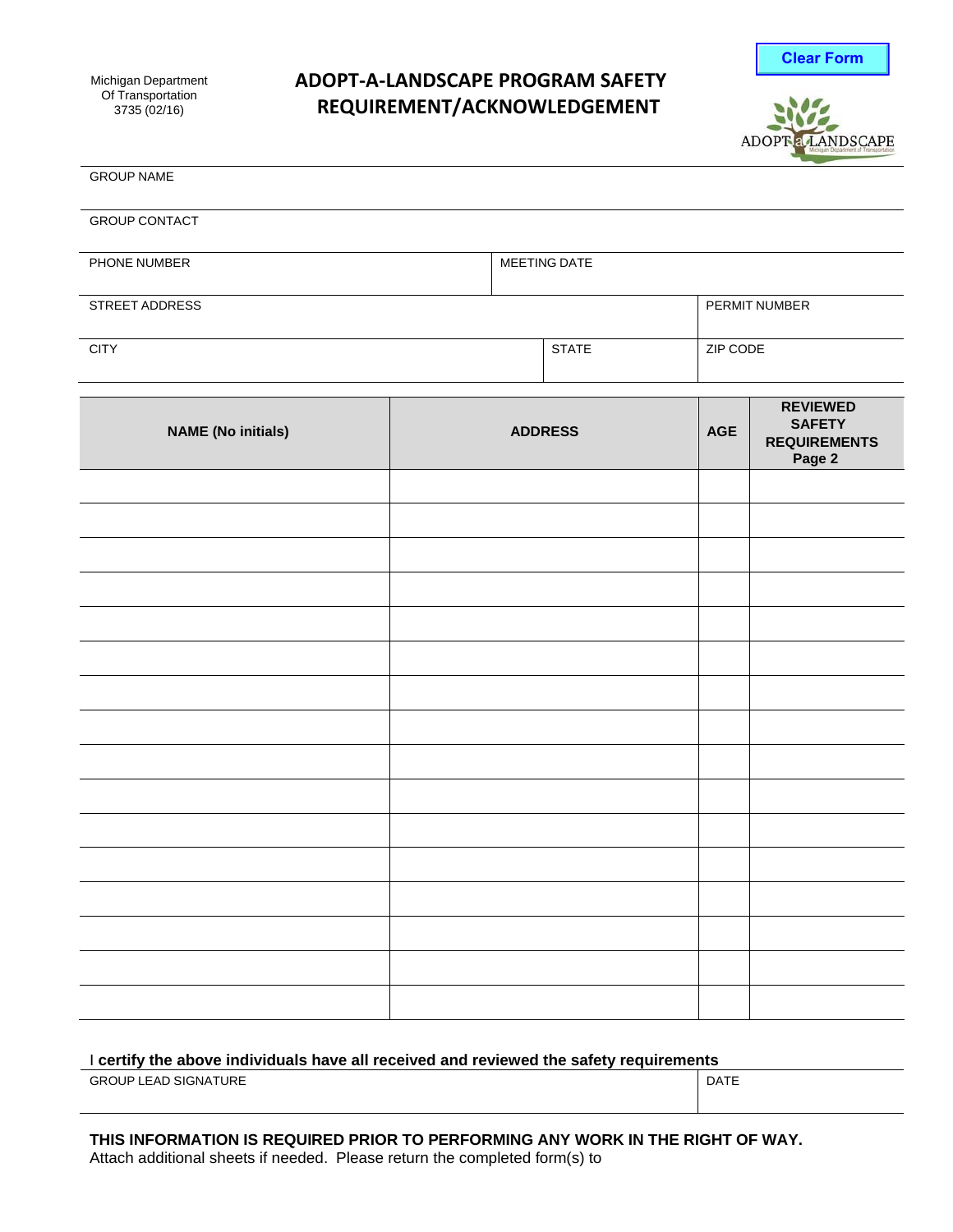Michigan Department Of Transportation
3735 (02/16)

# ADOPT-A-LANDSCAPE PROGRAM SAFETY REQUIREMENT/ACKNOWLEDGEMENT

Clear Form

GROUP NAME

GROUP CONTACT

| PHONE NUMBER | MEETING DATE |
|---|---|
| | |

| STREET ADDRESS | PERMIT NUMBER |
|---|---|
| | |

| CITY | STATE | ZIP CODE |
|---|---|---|
| | | |

| NAME (No initials) | ADDRESS | AGE | REVIEWED SAFETY REQUIREMENTS Page 2 |
|---|---|---|---|
| | | | |
| | | | |
| | | | |
| | | | |
| | | | |
| | | | |
| | | | |
| | | | |
| | | | |
| | | | |
| | | | |
| | | | |
| | | | |
| | | | |
| | | | |
| | | | |

I **certify the above individuals have all received and reviewed the safety requirements**

| GROUP LEAD SIGNATURE | DATE |
|---|---|
| | |

**THIS INFORMATION IS REQUIRED PRIOR TO PERFORMING ANY WORK IN THE RIGHT OF WAY.**
Attach additional sheets if needed. Please return the completed form(s) to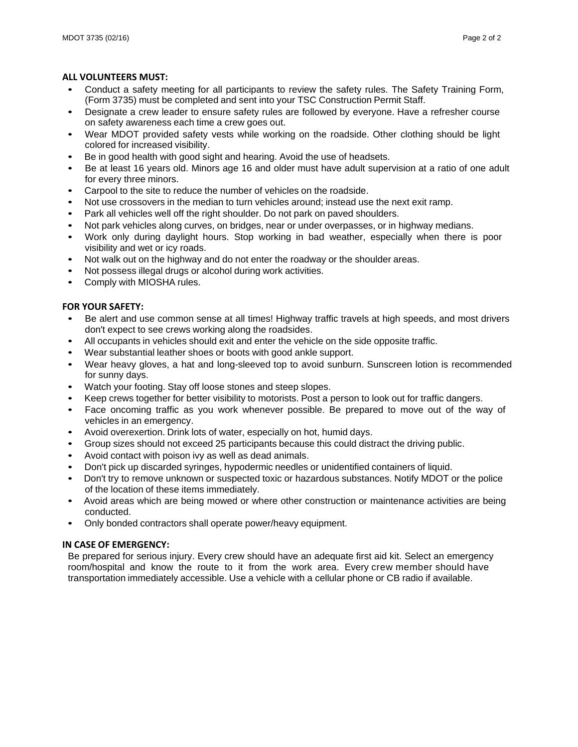**ALL VOLUNTEERS MUST:**

- Conduct a safety meeting for all participants to review the safety rules. The Safety Training Form, (Form 3735) must be completed and sent into your TSC Construction Permit Staff.
- Designate a crew leader to ensure safety rules are followed by everyone. Have a refresher course on safety awareness each time a crew goes out.
- Wear MDOT provided safety vests while working on the roadside. Other clothing should be light colored for increased visibility.
- Be in good health with good sight and hearing. Avoid the use of headsets.
- Be at least 16 years old. Minors age 16 and older must have adult supervision at a ratio of one adult for every three minors.
- Carpool to the site to reduce the number of vehicles on the roadside.
- Not use crossovers in the median to turn vehicles around; instead use the next exit ramp.
- Park all vehicles well off the right shoulder. Do not park on paved shoulders.
- Not park vehicles along curves, on bridges, near or under overpasses, or in highway medians.
- Work only during daylight hours. Stop working in bad weather, especially when there is poor visibility and wet or icy roads.
- Not walk out on the highway and do not enter the roadway or the shoulder areas.
- Not possess illegal drugs or alcohol during work activities.
- Comply with MIOSHA rules.

**FOR YOUR SAFETY:**

- Be alert and use common sense at all times! Highway traffic travels at high speeds, and most drivers don't expect to see crews working along the roadsides.
- All occupants in vehicles should exit and enter the vehicle on the side opposite traffic.
- Wear substantial leather shoes or boots with good ankle support.
- Wear heavy gloves, a hat and long-sleeved top to avoid sunburn. Sunscreen lotion is recommended for sunny days.
- Watch your footing. Stay off loose stones and steep slopes.
- Keep crews together for better visibility to motorists. Post a person to look out for traffic dangers.
- Face oncoming traffic as you work whenever possible. Be prepared to move out of the way of vehicles in an emergency.
- Avoid overexertion. Drink lots of water, especially on hot, humid days.
- Group sizes should not exceed 25 participants because this could distract the driving public.
- Avoid contact with poison ivy as well as dead animals.
- Don't pick up discarded syringes, hypodermic needles or unidentified containers of liquid.
- Don't try to remove unknown or suspected toxic or hazardous substances. Notify MDOT or the police of the location of these items immediately.
- Avoid areas which are being mowed or where other construction or maintenance activities are being conducted.
- Only bonded contractors shall operate power/heavy equipment.

**IN CASE OF EMERGENCY:**

Be prepared for serious injury. Every crew should have an adequate first aid kit. Select an emergency room/hospital and know the route to it from the work area. Every crew member should have transportation immediately accessible. Use a vehicle with a cellular phone or CB radio if available.